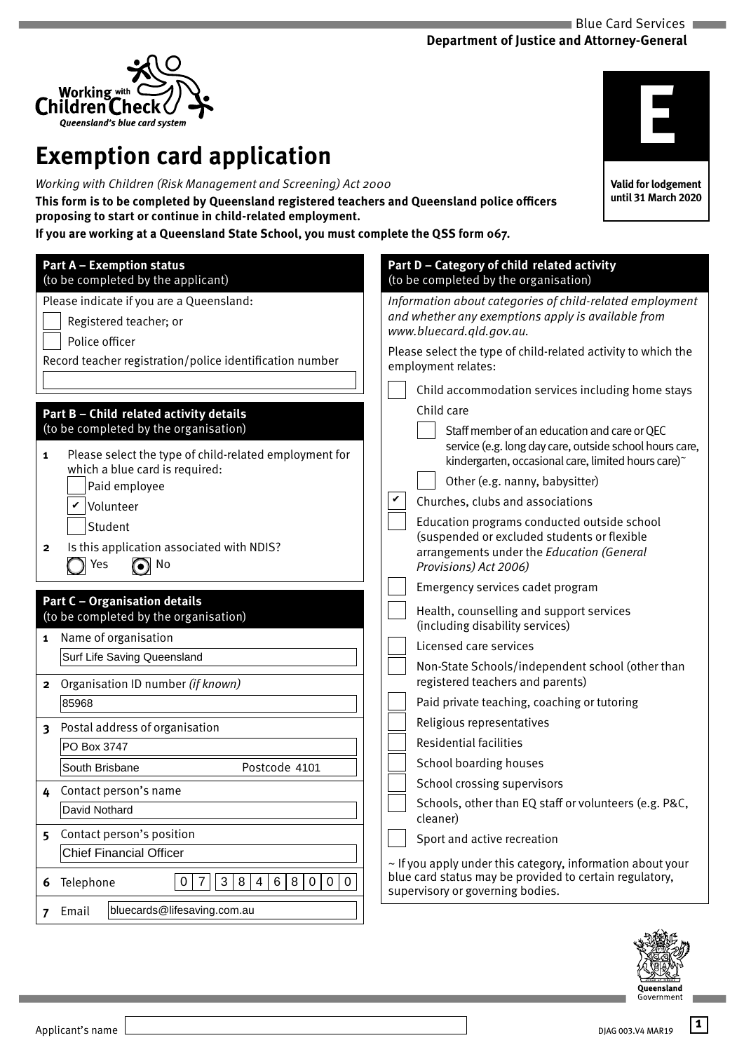Blue Card Services
**Department of Justice and Attorney-General**

Working with Children Check
*Queensland's blue card system*

**E**
**Valid for lodgement until 31 March 2020**

# Exemption card application

*Working with Children (Risk Management and Screening) Act 2000*

**This form is to be completed by Queensland registered teachers and Queensland police officers proposing to start or continue in child-related employment.**

**If you are working at a Queensland State School, you must complete the QSS form 067.**

## Part A – Exemption status
(to be completed by the applicant)

Please indicate if you are a Queensland:

- ☐ Registered teacher; or
- ☐ Police officer

Record teacher registration/police identification number

______________________

## Part B – Child related activity details
(to be completed by the organisation)

1. Please select the type of child-related employment for which a blue card is required:
   - ☐ Paid employee
   - ☑ Volunteer
   - ☐ Student
2. Is this application associated with NDIS?
   - ○ Yes ◉ No

## Part C – Organisation details
(to be completed by the organisation)

1. Name of organisation: Surf Life Saving Queensland
2. Organisation ID number *(if known)*: 85968
3. Postal address of organisation: PO Box 3747, South Brisbane Postcode 4101
4. Contact person's name: David Nothard
5. Contact person's position: Chief Financial Officer
6. Telephone: 07 38468000
7. Email: bluecards@lifesaving.com.au

## Part D – Category of child related activity
(to be completed by the organisation)

*Information about categories of child-related employment and whether any exemptions apply is available from www.bluecard.qld.gov.au.*

Please select the type of child-related activity to which the employment relates:

- ☐ Child accommodation services including home stays
- Child care
  - ☐ Staff member of an education and care or QEC service (e.g. long day care, outside school hours care, kindergarten, occasional care, limited hours care)~
  - ☐ Other (e.g. nanny, babysitter)
- ☑ Churches, clubs and associations
- ☐ Education programs conducted outside school (suspended or excluded students or flexible arrangements under the *Education (General Provisions) Act 2006)*
- ☐ Emergency services cadet program
- ☐ Health, counselling and support services (including disability services)
- ☐ Licensed care services
- ☐ Non-State Schools/independent school (other than registered teachers and parents)
- ☐ Paid private teaching, coaching or tutoring
- ☐ Religious representatives
- ☐ Residential facilities
- ☐ School boarding houses
- ☐ School crossing supervisors
- ☐ Schools, other than EQ staff or volunteers (e.g. P&C, cleaner)
- ☐ Sport and active recreation

~ If you apply under this category, information about your blue card status may be provided to certain regulatory, supervisory or governing bodies.

Queensland Government

Applicant's name ______________________

DJAG 003.V4 MAR19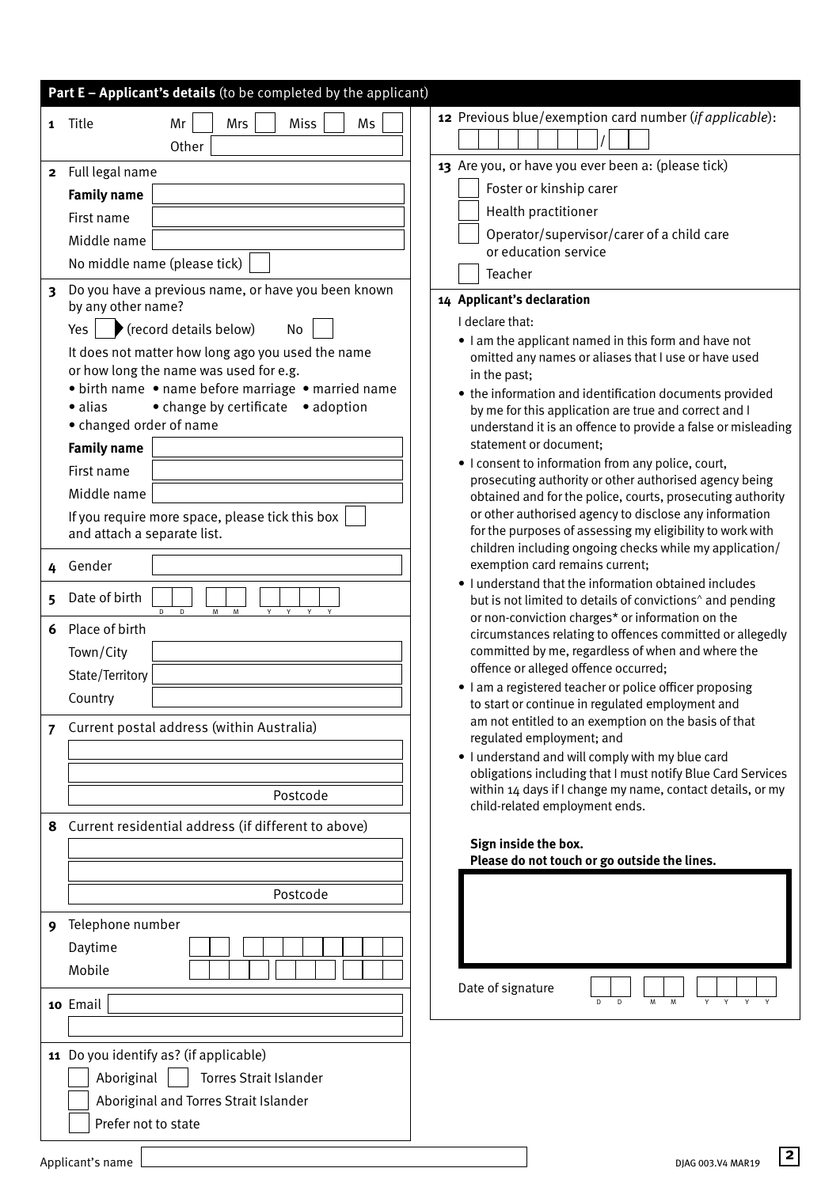## Part E – Applicant's details (to be completed by the applicant)

**1** Title Mr ☐ Mrs ☐ Miss ☐ Ms ☐
Other ____________

**2** Full legal name

**Family name** ____________

First name ____________

Middle name ____________

No middle name (please tick) ☐

**3** Do you have a previous name, or have you been known by any other name?

Yes ☐ (record details below) No ☐

It does not matter how long ago you used the name or how long the name was used for e.g.

- birth name
- name before marriage
- married name
- alias
- change by certificate
- adoption
- changed order of name

**Family name** ____________

First name ____________

Middle name ____________

If you require more space, please tick this box ☐ and attach a separate list.

**4** Gender ____________

**5** Date of birth D D / M M / Y Y Y Y

**6** Place of birth

Town/City ____________

State/Territory ____________

Country ____________

**7** Current postal address (within Australia)

____________

____________

Postcode ____________

**8** Current residential address (if different to above)

____________

____________

Postcode ____________

**9** Telephone number

Daytime ____________

Mobile ____________

**10** Email ____________

**11** Do you identify as? (if applicable)

☐ Aboriginal ☐ Torres Strait Islander

☐ Aboriginal and Torres Strait Islander

☐ Prefer not to state

**12** Previous blue/exemption card number (*if applicable*): ____________ / ____

**13** Are you, or have you ever been a: (please tick)

☐ Foster or kinship carer

☐ Health practitioner

☐ Operator/supervisor/carer of a child care or education service

☐ Teacher

**14 Applicant's declaration**

I declare that:

- I am the applicant named in this form and have not omitted any names or aliases that I use or have used in the past;
- the information and identification documents provided by me for this application are true and correct and I understand it is an offence to provide a false or misleading statement or document;
- I consent to information from any police, court, prosecuting authority or other authorised agency being obtained and for the police, courts, prosecuting authority or other authorised agency to disclose any information for the purposes of assessing my eligibility to work with children including ongoing checks while my application/ exemption card remains current;
- I understand that the information obtained includes but is not limited to details of convictions^ and pending or non-conviction charges* or information on the circumstances relating to offences committed or allegedly committed by me, regardless of when and where the offence or alleged offence occurred;
- I am a registered teacher or police officer proposing to start or continue in regulated employment and am not entitled to an exemption on the basis of that regulated employment; and
- I understand and will comply with my blue card obligations including that I must notify Blue Card Services within 14 days if I change my name, contact details, or my child-related employment ends.

**Sign inside the box.**
**Please do not touch or go outside the lines.**

Date of signature D D / M M / Y Y Y Y

Applicant's name ____________

DJAG 003.V4 MAR19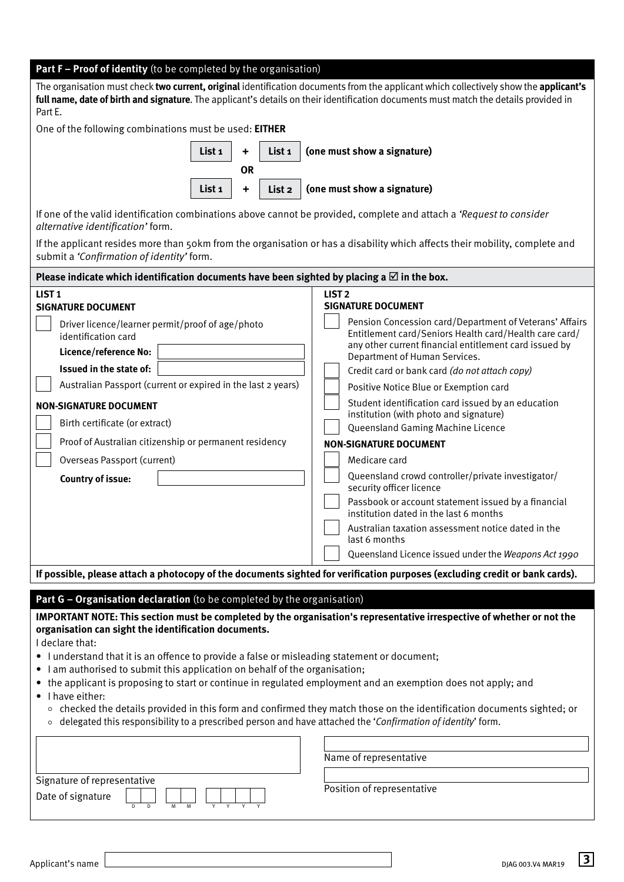## Part F – Proof of identity (to be completed by the organisation)

The organisation must check **two current, original** identification documents from the applicant which collectively show the **applicant's full name, date of birth and signature**. The applicant's details on their identification documents must match the details provided in Part E.

One of the following combinations must be used: **EITHER**

**List 1** + **List 1** **(one must show a signature)**

**OR**

**List 1** + **List 2** **(one must show a signature)**

If one of the valid identification combinations above cannot be provided, complete and attach a *'Request to consider alternative identification'* form.

If the applicant resides more than 50km from the organisation or has a disability which affects their mobility, complete and submit a *'Confirmation of identity'* form.

**Please indicate which identification documents have been sighted by placing a ☑ in the box.**

**LIST 1**

**SIGNATURE DOCUMENT**

- ☐ Driver licence/learner permit/proof of age/photo identification card
  - **Licence/reference No:** ____________
  - **Issued in the state of:** ____________
- ☐ Australian Passport (current or expired in the last 2 years)

**NON-SIGNATURE DOCUMENT**

- ☐ Birth certificate (or extract)
- ☐ Proof of Australian citizenship or permanent residency
- ☐ Overseas Passport (current)
  - **Country of issue:** ____________

**LIST 2**

**SIGNATURE DOCUMENT**

- ☐ Pension Concession card/Department of Veterans' Affairs Entitlement card/Seniors Health card/Health care card/ any other current financial entitlement card issued by Department of Human Services.
- ☐ Credit card or bank card *(do not attach copy)*
- ☐ Positive Notice Blue or Exemption card
- ☐ Student identification card issued by an education institution (with photo and signature)
- ☐ Queensland Gaming Machine Licence

**NON-SIGNATURE DOCUMENT**

- ☐ Medicare card
- ☐ Queensland crowd controller/private investigator/ security officer licence
- ☐ Passbook or account statement issued by a financial institution dated in the last 6 months
- ☐ Australian taxation assessment notice dated in the last 6 months
- ☐ Queensland Licence issued under the *Weapons Act 1990*

**If possible, please attach a photocopy of the documents sighted for verification purposes (excluding credit or bank cards).**

## Part G – Organisation declaration (to be completed by the organisation)

**IMPORTANT NOTE: This section must be completed by the organisation's representative irrespective of whether or not the organisation can sight the identification documents.**

I declare that:

- I understand that it is an offence to provide a false or misleading statement or document;
- I am authorised to submit this application on behalf of the organisation;
- the applicant is proposing to start or continue in regulated employment and an exemption does not apply; and
- I have either:
  - checked the details provided in this form and confirmed they match those on the identification documents sighted; or
  - delegated this responsibility to a prescribed person and have attached the '*Confirmation of identity*' form.

Signature of representative ____________

Date of signature D D / M M / Y Y Y Y

Name of representative ____________

Position of representative ____________

Applicant's name ____________

DJAG 003.V4 MAR19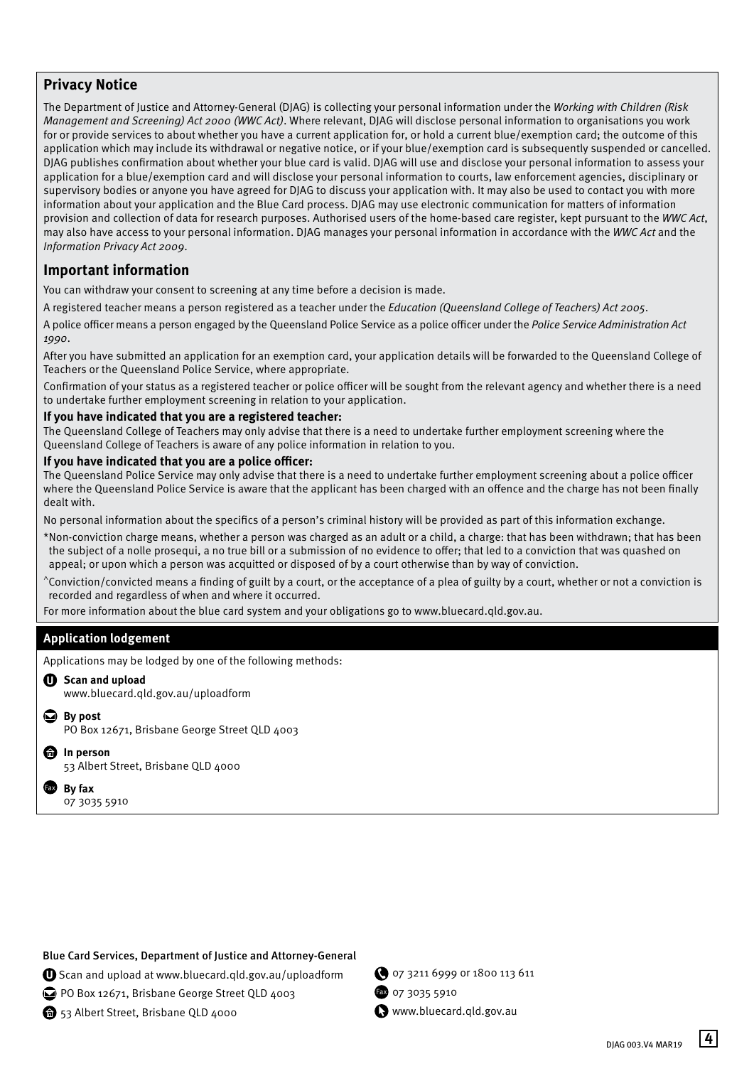## Privacy Notice

The Department of Justice and Attorney-General (DJAG) is collecting your personal information under the *Working with Children (Risk Management and Screening) Act 2000 (WWC Act)*. Where relevant, DJAG will disclose personal information to organisations you work for or provide services to about whether you have a current application for, or hold a current blue/exemption card; the outcome of this application which may include its withdrawal or negative notice, or if your blue/exemption card is subsequently suspended or cancelled. DJAG publishes confirmation about whether your blue card is valid. DJAG will use and disclose your personal information to assess your application for a blue/exemption card and will disclose your personal information to courts, law enforcement agencies, disciplinary or supervisory bodies or anyone you have agreed for DJAG to discuss your application with. It may also be used to contact you with more information about your application and the Blue Card process. DJAG may use electronic communication for matters of information provision and collection of data for research purposes. Authorised users of the home-based care register, kept pursuant to the *WWC Act*, may also have access to your personal information. DJAG manages your personal information in accordance with the *WWC Act* and the *Information Privacy Act 2009*.

## Important information

You can withdraw your consent to screening at any time before a decision is made.

A registered teacher means a person registered as a teacher under the *Education (Queensland College of Teachers) Act 2005*.

A police officer means a person engaged by the Queensland Police Service as a police officer under the *Police Service Administration Act 1990*.

After you have submitted an application for an exemption card, your application details will be forwarded to the Queensland College of Teachers or the Queensland Police Service, where appropriate.

Confirmation of your status as a registered teacher or police officer will be sought from the relevant agency and whether there is a need to undertake further employment screening in relation to your application.

**If you have indicated that you are a registered teacher:**
The Queensland College of Teachers may only advise that there is a need to undertake further employment screening where the Queensland College of Teachers is aware of any police information in relation to you.

**If you have indicated that you are a police officer:**
The Queensland Police Service may only advise that there is a need to undertake further employment screening about a police officer where the Queensland Police Service is aware that the applicant has been charged with an offence and the charge has not been finally dealt with.

No personal information about the specifics of a person's criminal history will be provided as part of this information exchange.

*Non-conviction charge means, whether a person was charged as an adult or a child, a charge: that has been withdrawn; that has been the subject of a nolle prosequi, a no true bill or a submission of no evidence to offer; that led to a conviction that was quashed on appeal; or upon which a person was acquitted or disposed of by a court otherwise than by way of conviction.

^Conviction/convicted means a finding of guilt by a court, or the acceptance of a plea of guilty by a court, whether or not a conviction is recorded and regardless of when and where it occurred.

For more information about the blue card system and your obligations go to www.bluecard.qld.gov.au.

## Application lodgement

Applications may be lodged by one of the following methods:

**Scan and upload**
www.bluecard.qld.gov.au/uploadform

**By post**
PO Box 12671, Brisbane George Street QLD 4003

**In person**
53 Albert Street, Brisbane QLD 4000

**By fax**
07 3035 5910

Blue Card Services, Department of Justice and Attorney-General

Scan and upload at www.bluecard.qld.gov.au/uploadform

PO Box 12671, Brisbane George Street QLD 4003

53 Albert Street, Brisbane QLD 4000

07 3211 6999 or 1800 113 611

Fax 07 3035 5910

www.bluecard.qld.gov.au

DJAG 003.V4 MAR19